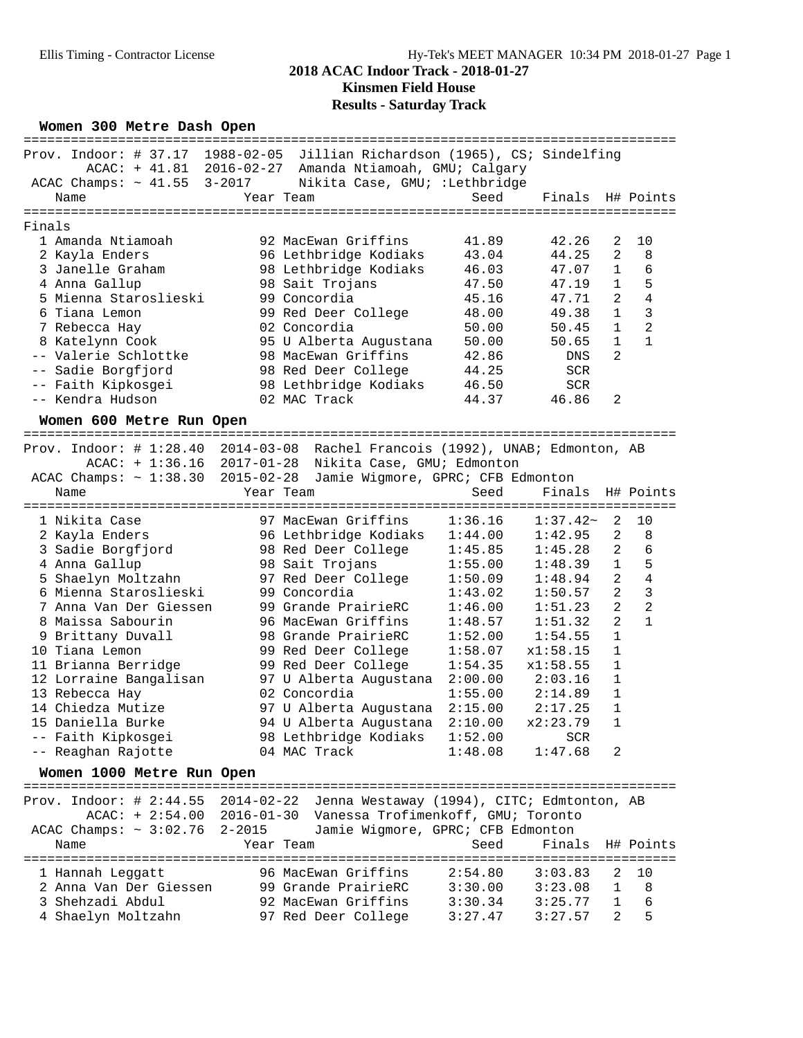# 2018 ACAC Indoor Track - 2018-01-27

## Kinsmen Field House

### Results - Saturday Track

#### Women 300 Metre Dash Open

Prov. Indoor: # 37.17 1988-02-05 Jillian Richardson (1965), CS; Sindelfing
ACAC: + 41.81 2016-02-27 Amanda Ntiamoah, GMU; Calgary
ACAC Champs: ~ 41.55 3-2017 Nikita Case, GMU; :Lethbridge

Finals

| | Name | Year | Team | Seed | Finals | H# | Points |
|---|---|---|---|---|---|---|---|
| 1 | Amanda Ntiamoah | 92 | MacEwan Griffins | 41.89 | 42.26 | 2 | 10 |
| 2 | Kayla Enders | 96 | Lethbridge Kodiaks | 43.04 | 44.25 | 2 | 8 |
| 3 | Janelle Graham | 98 | Lethbridge Kodiaks | 46.03 | 47.07 | 1 | 6 |
| 4 | Anna Gallup | 98 | Sait Trojans | 47.50 | 47.19 | 1 | 5 |
| 5 | Mienna Staroslieski | 99 | Concordia | 45.16 | 47.71 | 2 | 4 |
| 6 | Tiana Lemon | 99 | Red Deer College | 48.00 | 49.38 | 1 | 3 |
| 7 | Rebecca Hay | 02 | Concordia | 50.00 | 50.45 | 1 | 2 |
| 8 | Katelynn Cook | 95 | U Alberta Augustana | 50.00 | 50.65 | 1 | 1 |
| -- | Valerie Schlottke | 98 | MacEwan Griffins | 42.86 | DNS | 2 | |
| -- | Sadie Borgfjord | 98 | Red Deer College | 44.25 | SCR | | |
| -- | Faith Kipkosgei | 98 | Lethbridge Kodiaks | 46.50 | SCR | | |
| -- | Kendra Hudson | 02 | MAC Track | 44.37 | 46.86 | 2 | |

#### Women 600 Metre Run Open

Prov. Indoor: # 1:28.40 2014-03-08 Rachel Francois (1992), UNAB; Edmonton, AB
ACAC: + 1:36.16 2017-01-28 Nikita Case, GMU; Edmonton
ACAC Champs: ~ 1:38.30 2015-02-28 Jamie Wigmore, GPRC; CFB Edmonton

| | Name | Year | Team | Seed | Finals | H# | Points |
|---|---|---|---|---|---|---|---|
| 1 | Nikita Case | 97 | MacEwan Griffins | 1:36.16 | 1:37.42~ | 2 | 10 |
| 2 | Kayla Enders | 96 | Lethbridge Kodiaks | 1:44.00 | 1:42.95 | 2 | 8 |
| 3 | Sadie Borgfjord | 98 | Red Deer College | 1:45.85 | 1:45.28 | 2 | 6 |
| 4 | Anna Gallup | 98 | Sait Trojans | 1:55.00 | 1:48.39 | 1 | 5 |
| 5 | Shaelyn Moltzahn | 97 | Red Deer College | 1:50.09 | 1:48.94 | 2 | 4 |
| 6 | Mienna Staroslieski | 99 | Concordia | 1:43.02 | 1:50.57 | 2 | 3 |
| 7 | Anna Van Der Giessen | 99 | Grande PrairieRC | 1:46.00 | 1:51.23 | 2 | 2 |
| 8 | Maissa Sabourin | 96 | MacEwan Griffins | 1:48.57 | 1:51.32 | 2 | 1 |
| 9 | Brittany Duvall | 98 | Grande PrairieRC | 1:52.00 | 1:54.55 | 1 | |
| 10 | Tiana Lemon | 99 | Red Deer College | 1:58.07 | x1:58.15 | 1 | |
| 11 | Brianna Berridge | 99 | Red Deer College | 1:54.35 | x1:58.55 | 1 | |
| 12 | Lorraine Bangalisan | 97 | U Alberta Augustana | 2:00.00 | 2:03.16 | 1 | |
| 13 | Rebecca Hay | 02 | Concordia | 1:55.00 | 2:14.89 | 1 | |
| 14 | Chiedza Mutize | 97 | U Alberta Augustana | 2:15.00 | 2:17.25 | 1 | |
| 15 | Daniella Burke | 94 | U Alberta Augustana | 2:10.00 | x2:23.79 | 1 | |
| -- | Faith Kipkosgei | 98 | Lethbridge Kodiaks | 1:52.00 | SCR | | |
| -- | Reaghan Rajotte | 04 | MAC Track | 1:48.08 | 1:47.68 | 2 | |

#### Women 1000 Metre Run Open

Prov. Indoor: # 2:44.55 2014-02-22 Jenna Westaway (1994), CITC; Edmtonton, AB
ACAC: + 2:54.00 2016-01-30 Vanessa Trofimenkoff, GMU; Toronto
ACAC Champs: ~ 3:02.76 2-2015 Jamie Wigmore, GPRC; CFB Edmonton

| | Name | Year | Team | Seed | Finals | H# | Points |
|---|---|---|---|---|---|---|---|
| 1 | Hannah Leggatt | 96 | MacEwan Griffins | 2:54.80 | 3:03.83 | 2 | 10 |
| 2 | Anna Van Der Giessen | 99 | Grande PrairieRC | 3:30.00 | 3:23.08 | 1 | 8 |
| 3 | Shehzadi Abdul | 92 | MacEwan Griffins | 3:30.34 | 3:25.77 | 1 | 6 |
| 4 | Shaelyn Moltzahn | 97 | Red Deer College | 3:27.47 | 3:27.57 | 2 | 5 |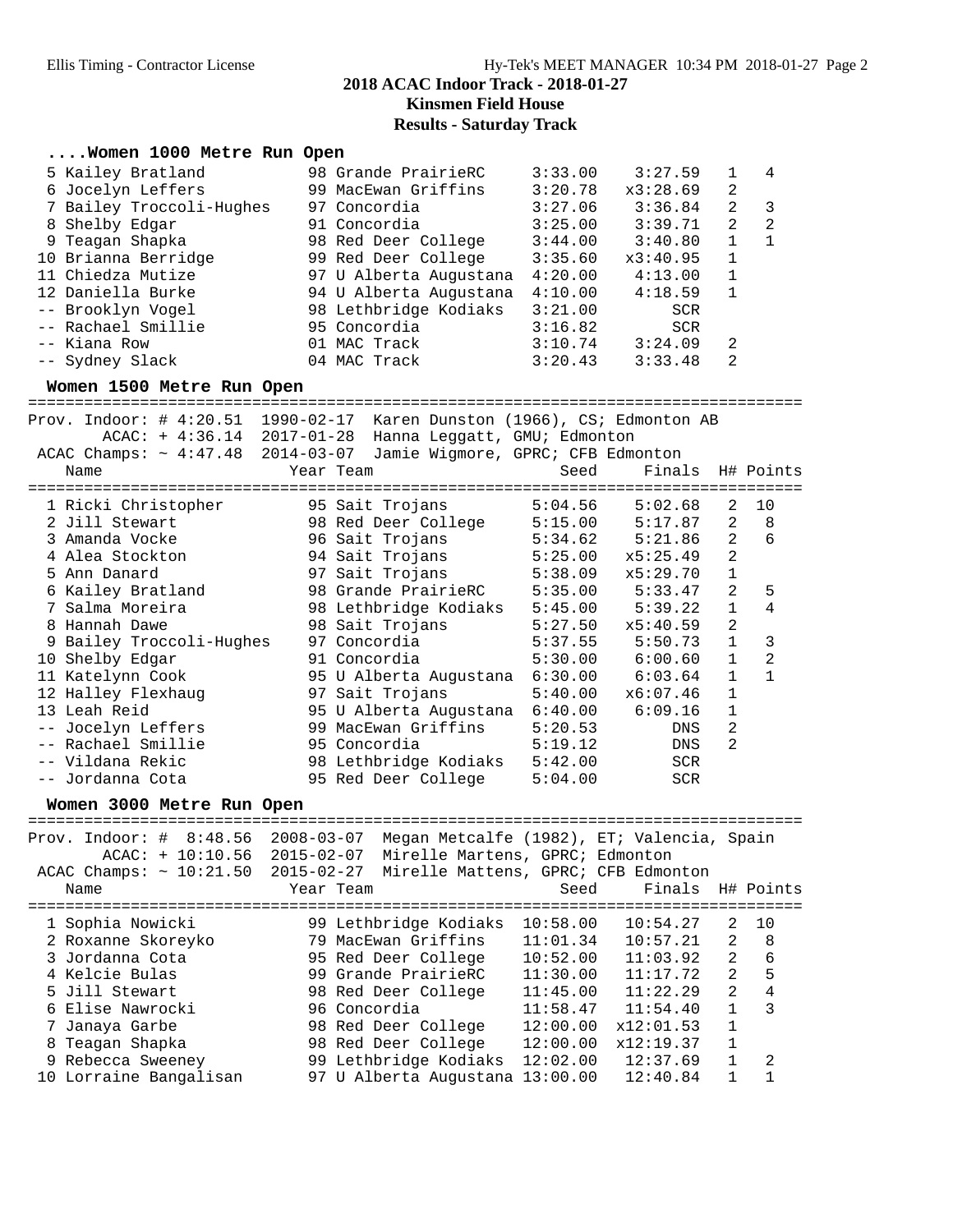# 2018 ACAC Indoor Track - 2018-01-27

## Kinsmen Field House

### Results - Saturday Track

#### ....Women 1000 Metre Run Open

| Place | Name | Year | Team | Seed | Finals | H# | Points |
|---|---|---|---|---|---|---|---|
| 5 | Kailey Bratland | 98 | Grande PrairieRC | 3:33.00 | 3:27.59 | 1 | 4 |
| 6 | Jocelyn Leffers | 99 | MacEwan Griffins | 3:20.78 | x3:28.69 | 2 | |
| 7 | Bailey Troccoli-Hughes | 97 | Concordia | 3:27.06 | 3:36.84 | 2 | 3 |
| 8 | Shelby Edgar | 91 | Concordia | 3:25.00 | 3:39.71 | 2 | 2 |
| 9 | Teagan Shapka | 98 | Red Deer College | 3:44.00 | 3:40.80 | 1 | 1 |
| 10 | Brianna Berridge | 99 | Red Deer College | 3:35.60 | x3:40.95 | 1 | |
| 11 | Chiedza Mutize | 97 | U Alberta Augustana | 4:20.00 | 4:13.00 | 1 | |
| 12 | Daniella Burke | 94 | U Alberta Augustana | 4:10.00 | 4:18.59 | 1 | |
| -- | Brooklyn Vogel | 98 | Lethbridge Kodiaks | 3:21.00 | SCR | | |
| -- | Rachael Smillie | 95 | Concordia | 3:16.82 | SCR | | |
| -- | Kiana Row | 01 | MAC Track | 3:10.74 | 3:24.09 | 2 | |
| -- | Sydney Slack | 04 | MAC Track | 3:20.43 | 3:33.48 | 2 | |

#### Women 1500 Metre Run Open

Prov. Indoor: # 4:20.51 1990-02-17 Karen Dunston (1966), CS; Edmonton AB
ACAC: + 4:36.14 2017-01-28 Hanna Leggatt, GMU; Edmonton
ACAC Champs: ~ 4:47.48 2014-03-07 Jamie Wigmore, GPRC; CFB Edmonton

| Place | Name | Year | Team | Seed | Finals | H# | Points |
|---|---|---|---|---|---|---|---|
| 1 | Ricki Christopher | 95 | Sait Trojans | 5:04.56 | 5:02.68 | 2 | 10 |
| 2 | Jill Stewart | 98 | Red Deer College | 5:15.00 | 5:17.87 | 2 | 8 |
| 3 | Amanda Vocke | 96 | Sait Trojans | 5:34.62 | 5:21.86 | 2 | 6 |
| 4 | Alea Stockton | 94 | Sait Trojans | 5:25.00 | x5:25.49 | 2 | |
| 5 | Ann Danard | 97 | Sait Trojans | 5:38.09 | x5:29.70 | 1 | |
| 6 | Kailey Bratland | 98 | Grande PrairieRC | 5:35.00 | 5:33.47 | 2 | 5 |
| 7 | Salma Moreira | 98 | Lethbridge Kodiaks | 5:45.00 | 5:39.22 | 1 | 4 |
| 8 | Hannah Dawe | 98 | Sait Trojans | 5:27.50 | x5:40.59 | 2 | |
| 9 | Bailey Troccoli-Hughes | 97 | Concordia | 5:37.55 | 5:50.73 | 1 | 3 |
| 10 | Shelby Edgar | 91 | Concordia | 5:30.00 | 6:00.60 | 1 | 2 |
| 11 | Katelynn Cook | 95 | U Alberta Augustana | 6:30.00 | 6:03.64 | 1 | 1 |
| 12 | Halley Flexhaug | 97 | Sait Trojans | 5:40.00 | x6:07.46 | 1 | |
| 13 | Leah Reid | 95 | U Alberta Augustana | 6:40.00 | 6:09.16 | 1 | |
| -- | Jocelyn Leffers | 99 | MacEwan Griffins | 5:20.53 | DNS | 2 | |
| -- | Rachael Smillie | 95 | Concordia | 5:19.12 | DNS | 2 | |
| -- | Vildana Rekic | 98 | Lethbridge Kodiaks | 5:42.00 | SCR | | |
| -- | Jordanna Cota | 95 | Red Deer College | 5:04.00 | SCR | | |

#### Women 3000 Metre Run Open

Prov. Indoor: # 8:48.56 2008-03-07 Megan Metcalfe (1982), ET; Valencia, Spain
ACAC: + 10:10.56 2015-02-07 Mirelle Martens, GPRC; Edmonton
ACAC Champs: ~ 10:21.50 2015-02-27 Mirelle Mattens, GPRC; CFB Edmonton

| Place | Name | Year | Team | Seed | Finals | H# | Points |
|---|---|---|---|---|---|---|---|
| 1 | Sophia Nowicki | 99 | Lethbridge Kodiaks | 10:58.00 | 10:54.27 | 2 | 10 |
| 2 | Roxanne Skoreyko | 79 | MacEwan Griffins | 11:01.34 | 10:57.21 | 2 | 8 |
| 3 | Jordanna Cota | 95 | Red Deer College | 10:52.00 | 11:03.92 | 2 | 6 |
| 4 | Kelcie Bulas | 99 | Grande PrairieRC | 11:30.00 | 11:17.72 | 2 | 5 |
| 5 | Jill Stewart | 98 | Red Deer College | 11:45.00 | 11:22.29 | 2 | 4 |
| 6 | Elise Nawrocki | 96 | Concordia | 11:58.47 | 11:54.40 | 1 | 3 |
| 7 | Janaya Garbe | 98 | Red Deer College | 12:00.00 | x12:01.53 | 1 | |
| 8 | Teagan Shapka | 98 | Red Deer College | 12:00.00 | x12:19.37 | 1 | |
| 9 | Rebecca Sweeney | 99 | Lethbridge Kodiaks | 12:02.00 | 12:37.69 | 1 | 2 |
| 10 | Lorraine Bangalisan | 97 | U Alberta Augustana | 13:00.00 | 12:40.84 | 1 | 1 |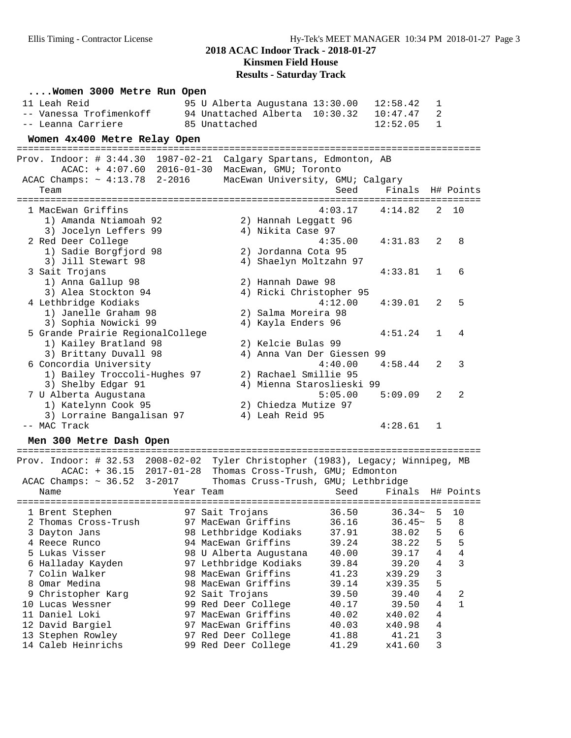## 2018 ACAC Indoor Track - 2018-01-27
## Kinsmen Field House
## Results - Saturday Track

### ....Women 3000 Metre Run Open

| Place | Name | Year | Team | Seed | Finals | H# | Points |
|---|---|---|---|---|---|---|---|
| 11 | Leah Reid | 95 | U Alberta Augustana | 13:30.00 | 12:58.42 | 1 | |
| -- | Vanessa Trofimenkoff | 94 | Unattached Alberta | 10:30.32 | 10:47.47 | 2 | |
| -- | Leanna Carriere | 85 | Unattached | | 12:52.05 | 1 | |

### Women 4x400 Metre Relay Open

Prov. Indoor: # 3:44.30 1987-02-21 Calgary Spartans, Edmonton, AB
ACAC: + 4:07.60 2016-01-30 MacEwan, GMU; Toronto
ACAC Champs: ~ 4:13.78 2-2016 MacEwan University, GMU; Calgary

| Place | Team | Seed | Finals | H# | Points |
|---|---|---|---|---|---|
| 1 | MacEwan Griffins | 4:03.17 | 4:14.82 | 2 | 10 |
| | 1) Amanda Ntiamoah 92, 2) Hannah Leggatt 96, 3) Jocelyn Leffers 99, 4) Nikita Case 97 | | | | |
| 2 | Red Deer College | 4:35.00 | 4:31.83 | 2 | 8 |
| | 1) Sadie Borgfjord 98, 2) Jordanna Cota 95, 3) Jill Stewart 98, 4) Shaelyn Moltzahn 97 | | | | |
| 3 | Sait Trojans | | 4:33.81 | 1 | 6 |
| | 1) Anna Gallup 98, 2) Hannah Dawe 98, 3) Alea Stockton 94, 4) Ricki Christopher 95 | | | | |
| 4 | Lethbridge Kodiaks | 4:12.00 | 4:39.01 | 2 | 5 |
| | 1) Janelle Graham 98, 2) Salma Moreira 98, 3) Sophia Nowicki 99, 4) Kayla Enders 96 | | | | |
| 5 | Grande Prairie RegionalCollege | | 4:51.24 | 1 | 4 |
| | 1) Kailey Bratland 98, 2) Kelcie Bulas 99, 3) Brittany Duvall 98, 4) Anna Van Der Giessen 99 | | | | |
| 6 | Concordia University | 4:40.00 | 4:58.44 | 2 | 3 |
| | 1) Bailey Troccoli-Hughes 97, 2) Rachael Smillie 95, 3) Shelby Edgar 91, 4) Mienna Staroslieski 99 | | | | |
| 7 | U Alberta Augustana | 5:05.00 | 5:09.09 | 2 | 2 |
| | 1) Katelynn Cook 95, 2) Chiedza Mutize 97, 3) Lorraine Bangalisan 97, 4) Leah Reid 95 | | | | |
| -- | MAC Track | | 4:28.61 | 1 | |

### Men 300 Metre Dash Open

Prov. Indoor: # 32.53 2008-02-02 Tyler Christopher (1983), Legacy; Winnipeg, MB
ACAC: + 36.15 2017-01-28 Thomas Cross-Trush, GMU; Edmonton
ACAC Champs: ~ 36.52 3-2017 Thomas Cross-Trush, GMU; Lethbridge

| Place | Name | Year | Team | Seed | Finals | H# | Points |
|---|---|---|---|---|---|---|---|
| 1 | Brent Stephen | 97 | Sait Trojans | 36.50 | 36.34~ | 5 | 10 |
| 2 | Thomas Cross-Trush | 97 | MacEwan Griffins | 36.16 | 36.45~ | 5 | 8 |
| 3 | Dayton Jans | 98 | Lethbridge Kodiaks | 37.91 | 38.02 | 5 | 6 |
| 4 | Reece Runco | 94 | MacEwan Griffins | 39.24 | 38.22 | 5 | 5 |
| 5 | Lukas Visser | 98 | U Alberta Augustana | 40.00 | 39.17 | 4 | 4 |
| 6 | Halladay Kayden | 97 | Lethbridge Kodiaks | 39.84 | 39.20 | 4 | 3 |
| 7 | Colin Walker | 98 | MacEwan Griffins | 41.23 | x39.29 | 3 | |
| 8 | Omar Medina | 98 | MacEwan Griffins | 39.14 | x39.35 | 5 | |
| 9 | Christopher Karg | 92 | Sait Trojans | 39.50 | 39.40 | 4 | 2 |
| 10 | Lucas Wessner | 99 | Red Deer College | 40.17 | 39.50 | 4 | 1 |
| 11 | Daniel Loki | 97 | MacEwan Griffins | 40.02 | x40.02 | 4 | |
| 12 | David Bargiel | 97 | MacEwan Griffins | 40.03 | x40.98 | 4 | |
| 13 | Stephen Rowley | 97 | Red Deer College | 41.88 | 41.21 | 3 | |
| 14 | Caleb Heinrichs | 99 | Red Deer College | 41.29 | x41.60 | 3 | |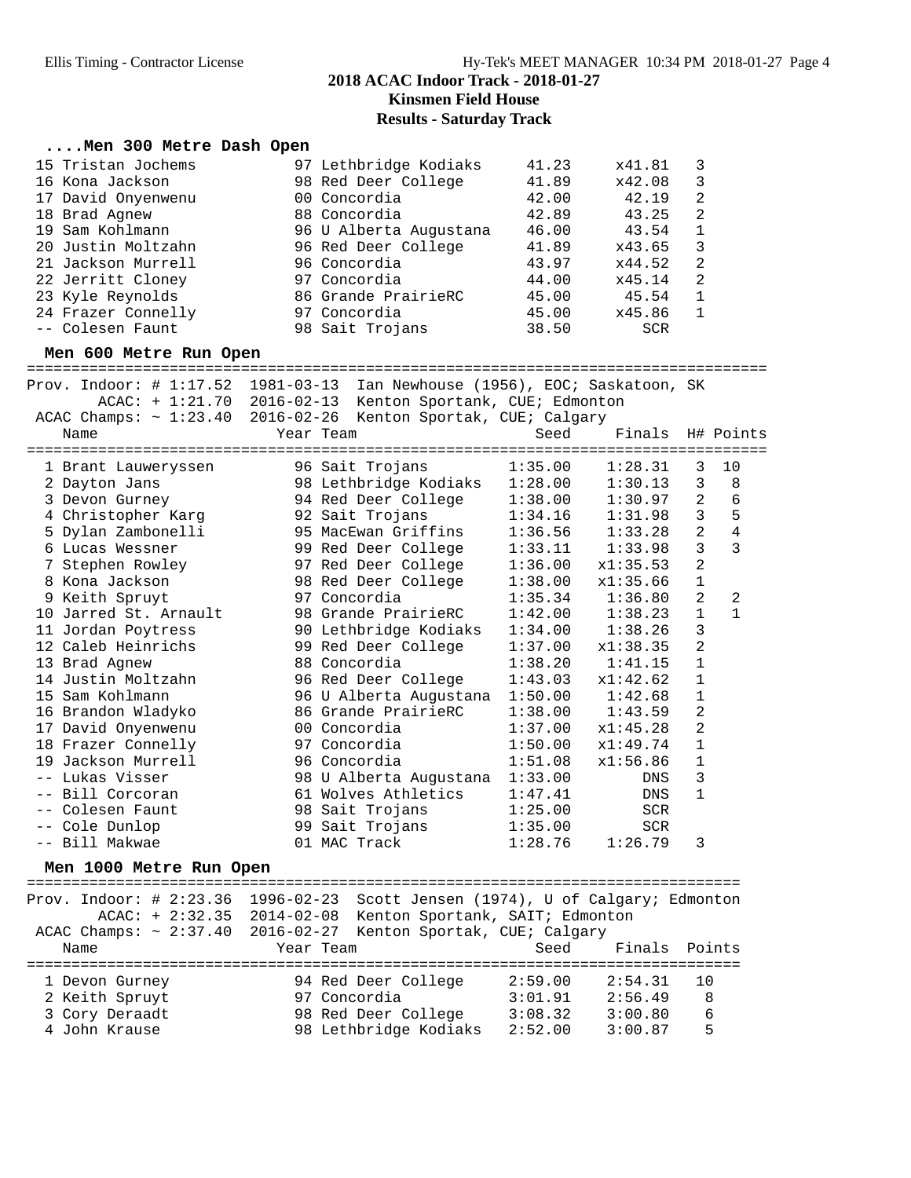## 2018 ACAC Indoor Track - 2018-01-27

### Kinsmen Field House

### Results - Saturday Track

### ....Men 300 Metre Dash Open

| Place | Name | Year | Team | Seed | Finals | H# |
|---|---|---|---|---|---|---|
| 15 | Tristan Jochems | 97 | Lethbridge Kodiaks | 41.23 | x41.81 | 3 |
| 16 | Kona Jackson | 98 | Red Deer College | 41.89 | x42.08 | 3 |
| 17 | David Onyenwenu | 00 | Concordia | 42.00 | 42.19 | 2 |
| 18 | Brad Agnew | 88 | Concordia | 42.89 | 43.25 | 2 |
| 19 | Sam Kohlmann | 96 | U Alberta Augustana | 46.00 | 43.54 | 1 |
| 20 | Justin Moltzahn | 96 | Red Deer College | 41.89 | x43.65 | 3 |
| 21 | Jackson Murrell | 96 | Concordia | 43.97 | x44.52 | 2 |
| 22 | Jerritt Cloney | 97 | Concordia | 44.00 | x45.14 | 2 |
| 23 | Kyle Reynolds | 86 | Grande PrairieRC | 45.00 | 45.54 | 1 |
| 24 | Frazer Connelly | 97 | Concordia | 45.00 | x45.86 | 1 |
| -- | Colesen Faunt | 98 | Sait Trojans | 38.50 | SCR | |

### Men 600 Metre Run Open

```
Prov. Indoor: # 1:17.52  1981-03-13  Ian Newhouse (1956), EOC; Saskatoon, SK
        ACAC: + 1:21.70  2016-02-13  Kenton Sportank, CUE; Edmonton
 ACAC Champs: ~ 1:23.40  2016-02-26  Kenton Sportak, CUE; Calgary
```

| Place | Name | Year | Team | Seed | Finals | H# | Points |
|---|---|---|---|---|---|---|---|
| 1 | Brant Lauweryssen | 96 | Sait Trojans | 1:35.00 | 1:28.31 | 3 | 10 |
| 2 | Dayton Jans | 98 | Lethbridge Kodiaks | 1:28.00 | 1:30.13 | 3 | 8 |
| 3 | Devon Gurney | 94 | Red Deer College | 1:38.00 | 1:30.97 | 2 | 6 |
| 4 | Christopher Karg | 92 | Sait Trojans | 1:34.16 | 1:31.98 | 3 | 5 |
| 5 | Dylan Zambonelli | 95 | MacEwan Griffins | 1:36.56 | 1:33.28 | 2 | 4 |
| 6 | Lucas Wessner | 99 | Red Deer College | 1:33.11 | 1:33.98 | 3 | 3 |
| 7 | Stephen Rowley | 97 | Red Deer College | 1:36.00 | x1:35.53 | 2 | |
| 8 | Kona Jackson | 98 | Red Deer College | 1:38.00 | x1:35.66 | 1 | |
| 9 | Keith Spruyt | 97 | Concordia | 1:35.34 | 1:36.80 | 2 | 2 |
| 10 | Jarred St. Arnault | 98 | Grande PrairieRC | 1:42.00 | 1:38.23 | 1 | 1 |
| 11 | Jordan Poytress | 90 | Lethbridge Kodiaks | 1:34.00 | 1:38.26 | 3 | |
| 12 | Caleb Heinrichs | 99 | Red Deer College | 1:37.00 | x1:38.35 | 2 | |
| 13 | Brad Agnew | 88 | Concordia | 1:38.20 | 1:41.15 | 1 | |
| 14 | Justin Moltzahn | 96 | Red Deer College | 1:43.03 | x1:42.62 | 1 | |
| 15 | Sam Kohlmann | 96 | U Alberta Augustana | 1:50.00 | 1:42.68 | 1 | |
| 16 | Brandon Wladyko | 86 | Grande PrairieRC | 1:38.00 | 1:43.59 | 2 | |
| 17 | David Onyenwenu | 00 | Concordia | 1:37.00 | x1:45.28 | 2 | |
| 18 | Frazer Connelly | 97 | Concordia | 1:50.00 | x1:49.74 | 1 | |
| 19 | Jackson Murrell | 96 | Concordia | 1:51.08 | x1:56.86 | 1 | |
| -- | Lukas Visser | 98 | U Alberta Augustana | 1:33.00 | DNS | 3 | |
| -- | Bill Corcoran | 61 | Wolves Athletics | 1:47.41 | DNS | 1 | |
| -- | Colesen Faunt | 98 | Sait Trojans | 1:25.00 | SCR | | |
| -- | Cole Dunlop | 99 | Sait Trojans | 1:35.00 | SCR | | |
| -- | Bill Makwae | 01 | MAC Track | 1:28.76 | 1:26.79 | 3 | |

### Men 1000 Metre Run Open

```
Prov. Indoor: # 2:23.36  1996-02-23  Scott Jensen (1974), U of Calgary; Edmonton
        ACAC: + 2:32.35  2014-02-08  Kenton Sportank, SAIT; Edmonton
 ACAC Champs: ~ 2:37.40  2016-02-27  Kenton Sportak, CUE; Calgary
```

| Place | Name | Year | Team | Seed | Finals | Points |
|---|---|---|---|---|---|---|
| 1 | Devon Gurney | 94 | Red Deer College | 2:59.00 | 2:54.31 | 10 |
| 2 | Keith Spruyt | 97 | Concordia | 3:01.91 | 2:56.49 | 8 |
| 3 | Cory Deraadt | 98 | Red Deer College | 3:08.32 | 3:00.80 | 6 |
| 4 | John Krause | 98 | Lethbridge Kodiaks | 2:52.00 | 3:00.87 | 5 |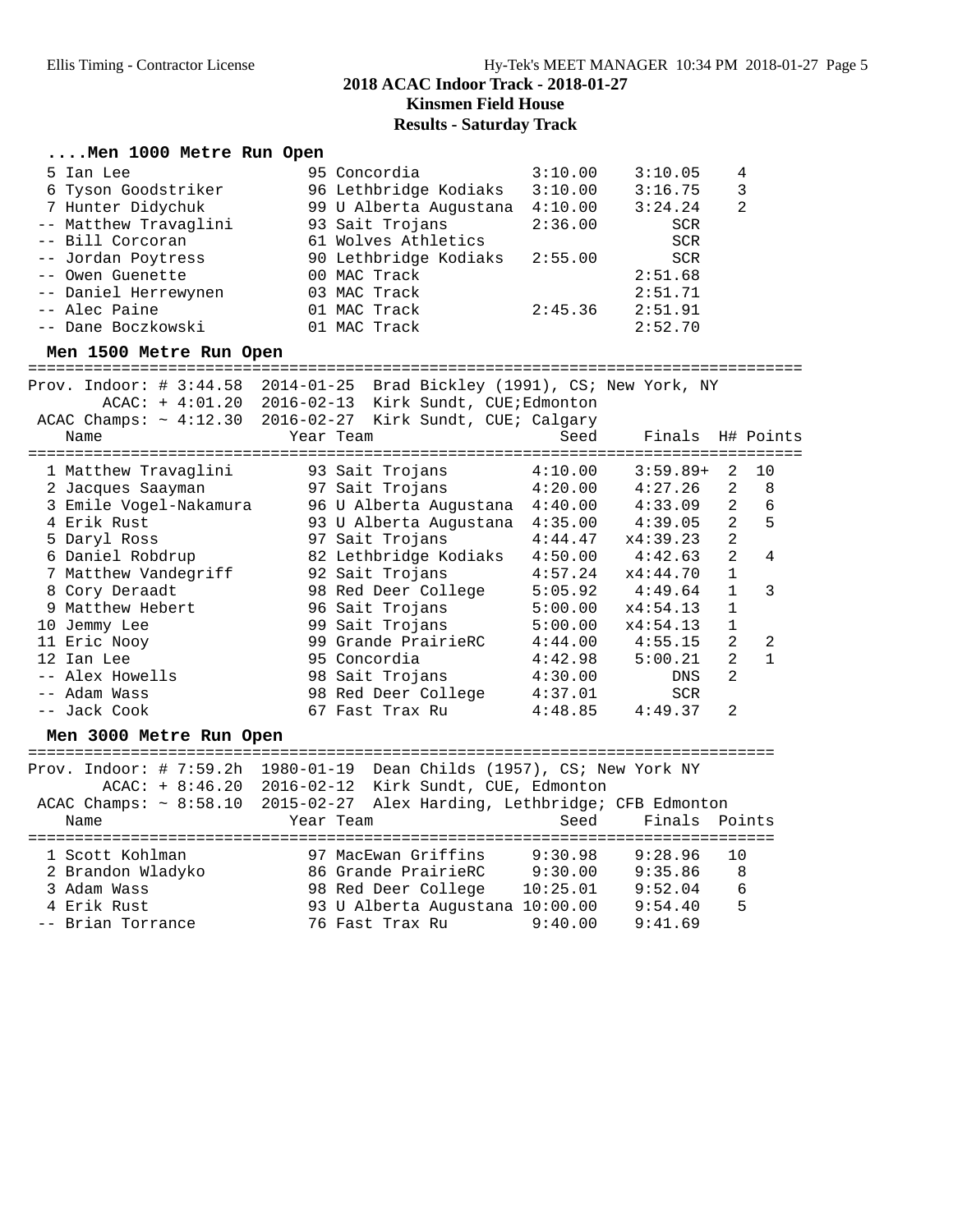# 2018 ACAC Indoor Track - 2018-01-27

## Kinsmen Field House

## Results - Saturday Track

### ....Men 1000 Metre Run Open

| Place | Name | Year | Team | Seed | Finals | Points |
|---|---|---|---|---|---|---|
| 5 | Ian Lee | 95 | Concordia | 3:10.00 | 3:10.05 | 4 |
| 6 | Tyson Goodstriker | 96 | Lethbridge Kodiaks | 3:10.00 | 3:16.75 | 3 |
| 7 | Hunter Didychuk | 99 | U Alberta Augustana | 4:10.00 | 3:24.24 | 2 |
| -- | Matthew Travaglini | 93 | Sait Trojans | 2:36.00 | SCR | |
| -- | Bill Corcoran | 61 | Wolves Athletics | | SCR | |
| -- | Jordan Poytress | 90 | Lethbridge Kodiaks | 2:55.00 | SCR | |
| -- | Owen Guenette | 00 | MAC Track | | 2:51.68 | |
| -- | Daniel Herrewynen | 03 | MAC Track | | 2:51.71 | |
| -- | Alec Paine | 01 | MAC Track | 2:45.36 | 2:51.91 | |
| -- | Dane Boczkowski | 01 | MAC Track | | 2:52.70 | |

### Men 1500 Metre Run Open

Prov. Indoor: # 3:44.58 2014-01-25 Brad Bickley (1991), CS; New York, NY
ACAC: + 4:01.20 2016-02-13 Kirk Sundt, CUE;Edmonton
ACAC Champs: ~ 4:12.30 2016-02-27 Kirk Sundt, CUE; Calgary

| Place | Name | Year | Team | Seed | Finals | H# | Points |
|---|---|---|---|---|---|---|---|
| 1 | Matthew Travaglini | 93 | Sait Trojans | 4:10.00 | 3:59.89+ | 2 | 10 |
| 2 | Jacques Saayman | 97 | Sait Trojans | 4:20.00 | 4:27.26 | 2 | 8 |
| 3 | Emile Vogel-Nakamura | 96 | U Alberta Augustana | 4:40.00 | 4:33.09 | 2 | 6 |
| 4 | Erik Rust | 93 | U Alberta Augustana | 4:35.00 | 4:39.05 | 2 | 5 |
| 5 | Daryl Ross | 97 | Sait Trojans | 4:44.47 | x4:39.23 | 2 | |
| 6 | Daniel Robdrup | 82 | Lethbridge Kodiaks | 4:50.00 | 4:42.63 | 2 | 4 |
| 7 | Matthew Vandegriff | 92 | Sait Trojans | 4:57.24 | x4:44.70 | 1 | |
| 8 | Cory Deraadt | 98 | Red Deer College | 5:05.92 | 4:49.64 | 1 | 3 |
| 9 | Matthew Hebert | 96 | Sait Trojans | 5:00.00 | x4:54.13 | 1 | |
| 10 | Jemmy Lee | 99 | Sait Trojans | 5:00.00 | x4:54.13 | 1 | |
| 11 | Eric Nooy | 99 | Grande PrairieRC | 4:44.00 | 4:55.15 | 2 | 2 |
| 12 | Ian Lee | 95 | Concordia | 4:42.98 | 5:00.21 | 2 | 1 |
| -- | Alex Howells | 98 | Sait Trojans | 4:30.00 | DNS | 2 | |
| -- | Adam Wass | 98 | Red Deer College | 4:37.01 | SCR | | |
| -- | Jack Cook | 67 | Fast Trax Ru | 4:48.85 | 4:49.37 | 2 | |

### Men 3000 Metre Run Open

Prov. Indoor: # 7:59.2h 1980-01-19 Dean Childs (1957), CS; New York NY
ACAC: + 8:46.20 2016-02-12 Kirk Sundt, CUE, Edmonton
ACAC Champs: ~ 8:58.10 2015-02-27 Alex Harding, Lethbridge; CFB Edmonton

| Place | Name | Year | Team | Seed | Finals | Points |
|---|---|---|---|---|---|---|
| 1 | Scott Kohlman | 97 | MacEwan Griffins | 9:30.98 | 9:28.96 | 10 |
| 2 | Brandon Wladyko | 86 | Grande PrairieRC | 9:30.00 | 9:35.86 | 8 |
| 3 | Adam Wass | 98 | Red Deer College | 10:25.01 | 9:52.04 | 6 |
| 4 | Erik Rust | 93 | U Alberta Augustana | 10:00.00 | 9:54.40 | 5 |
| -- | Brian Torrance | 76 | Fast Trax Ru | 9:40.00 | 9:41.69 | |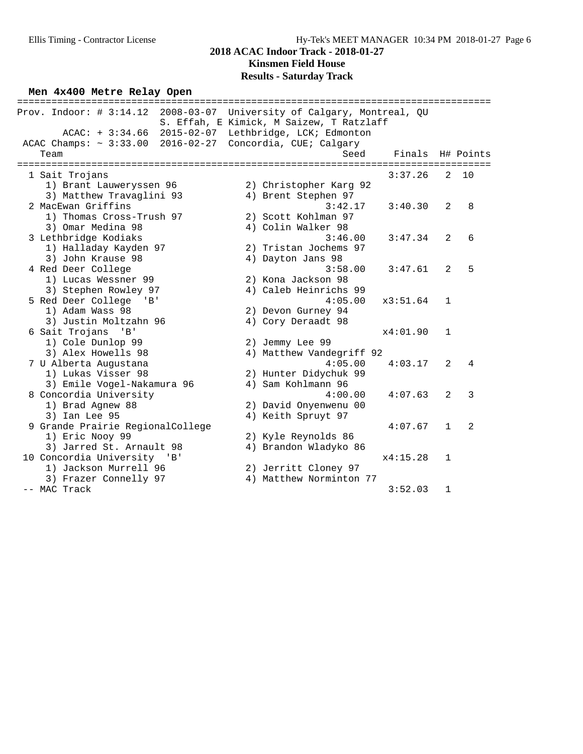# 2018 ACAC Indoor Track - 2018-01-27

## Kinsmen Field House

## Results - Saturday Track

### Men 4x400 Metre Relay Open

```
Prov. Indoor: # 3:14.12  2008-03-07  University of Calgary, Montreal, QU
                         S. Effah, E Kimick, M Saizew, T Ratzlaff
       ACAC: + 3:34.66  2015-02-07  Lethbridge, LCK; Edmonton
 ACAC Champs: ~ 3:33.00  2016-02-27  Concordia, CUE; Calgary
```

| Place | Team | Seed | Finals | H# | Points |
|---|---|---|---|---|---|
| 1 | Sait Trojans | | 3:37.26 | 2 | 10 |
| | 1) Brant Lauweryssen 96; 2) Christopher Karg 92; 3) Matthew Travaglini 93; 4) Brent Stephen 97 | | | | |
| 2 | MacEwan Griffins | 3:42.17 | 3:40.30 | 2 | 8 |
| | 1) Thomas Cross-Trush 97; 2) Scott Kohlman 97; 3) Omar Medina 98; 4) Colin Walker 98 | | | | |
| 3 | Lethbridge Kodiaks | 3:46.00 | 3:47.34 | 2 | 6 |
| | 1) Halladay Kayden 97; 2) Tristan Jochems 97; 3) John Krause 98; 4) Dayton Jans 98 | | | | |
| 4 | Red Deer College | 3:58.00 | 3:47.61 | 2 | 5 |
| | 1) Lucas Wessner 99; 2) Kona Jackson 98; 3) Stephen Rowley 97; 4) Caleb Heinrichs 99 | | | | |
| 5 | Red Deer College 'B' | 4:05.00 | x3:51.64 | 1 | |
| | 1) Adam Wass 98; 2) Devon Gurney 94; 3) Justin Moltzahn 96; 4) Cory Deraadt 98 | | | | |
| 6 | Sait Trojans 'B' | | x4:01.90 | 1 | |
| | 1) Cole Dunlop 99; 2) Jemmy Lee 99; 3) Alex Howells 98; 4) Matthew Vandegriff 92 | | | | |
| 7 | U Alberta Augustana | 4:05.00 | 4:03.17 | 2 | 4 |
| | 1) Lukas Visser 98; 2) Hunter Didychuk 99; 3) Emile Vogel-Nakamura 96; 4) Sam Kohlmann 96 | | | | |
| 8 | Concordia University | 4:00.00 | 4:07.63 | 2 | 3 |
| | 1) Brad Agnew 88; 2) David Onyenwenu 00; 3) Ian Lee 95; 4) Keith Spruyt 97 | | | | |
| 9 | Grande Prairie RegionalCollege | | 4:07.67 | 1 | 2 |
| | 1) Eric Nooy 99; 2) Kyle Reynolds 86; 3) Jarred St. Arnault 98; 4) Brandon Wladyko 86 | | | | |
| 10 | Concordia University 'B' | | x4:15.28 | 1 | |
| | 1) Jackson Murrell 96; 2) Jerritt Cloney 97; 3) Frazer Connelly 97; 4) Matthew Norminton 77 | | | | |
| -- | MAC Track | | 3:52.03 | 1 | |